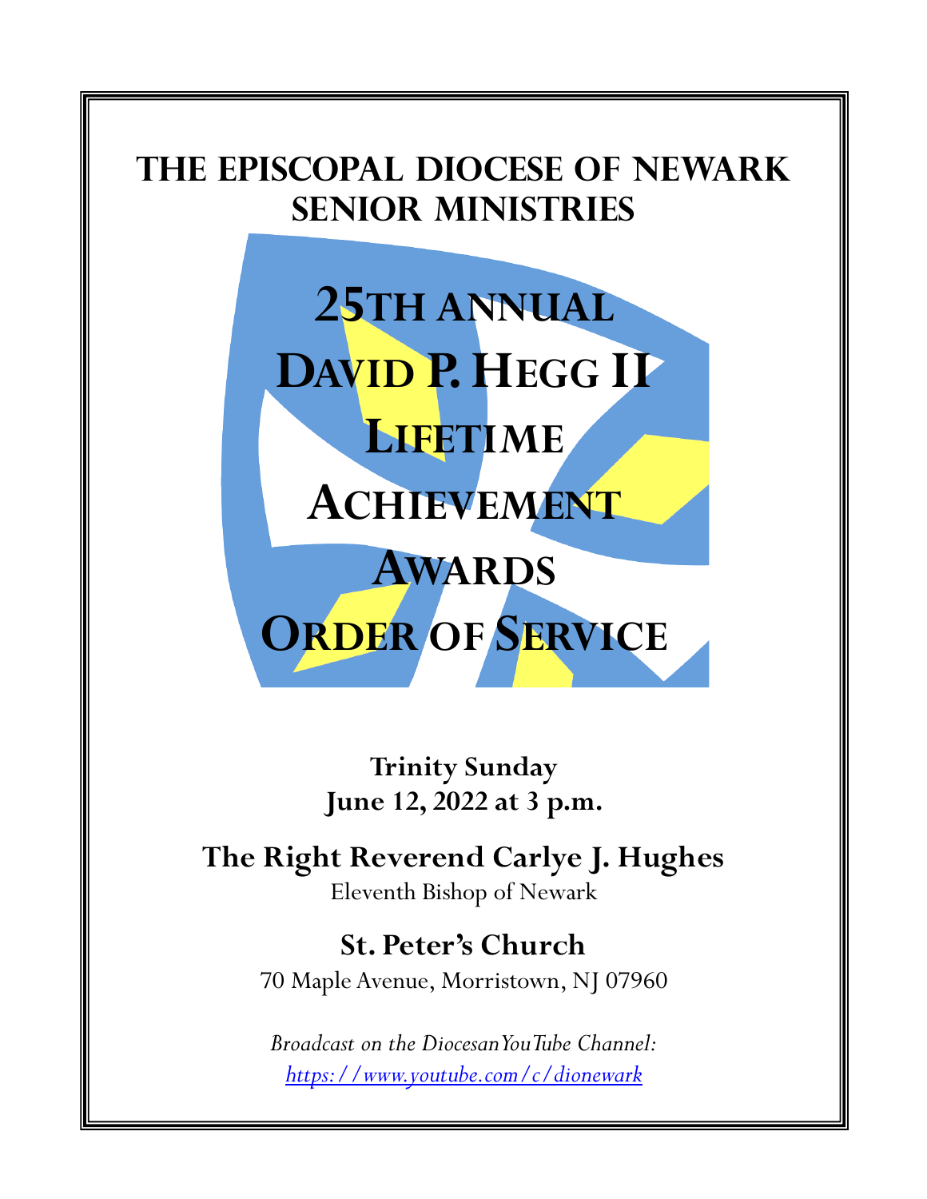# The Episcopal Diocese of Newark Senior Ministries

# 25th Annual David P. Hegg II Lifetime Achievement Awards Order of Service

**Trinity Sunday**
**June 12, 2022 at 3 p.m.**

**The Right Reverend Carlye J. Hughes**
Eleventh Bishop of Newark

**St. Peter's Church**
70 Maple Avenue, Morristown, NJ 07960

*Broadcast on the Diocesan YouTube Channel:*
*https://www.youtube.com/c/dionewark*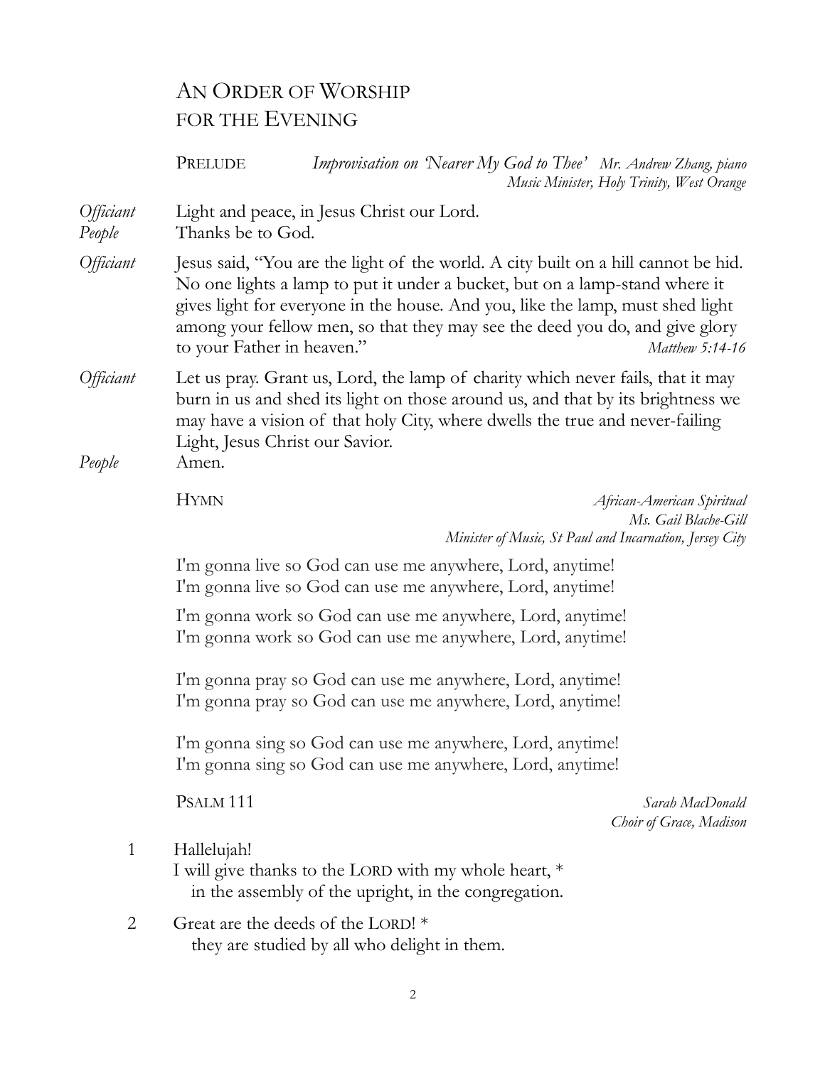# AN ORDER OF WORSHIP FOR THE EVENING

PRELUDE *Improvisation on 'Nearer My God to Thee'* *Mr. Andrew Zhang, piano*
*Music Minister, Holy Trinity, West Orange*

*Officiant* Light and peace, in Jesus Christ our Lord.
*People* Thanks be to God.

*Officiant* Jesus said, "You are the light of the world. A city built on a hill cannot be hid. No one lights a lamp to put it under a bucket, but on a lamp-stand where it gives light for everyone in the house. And you, like the lamp, must shed light among your fellow men, so that they may see the deed you do, and give glory to your Father in heaven." *Matthew 5:14-16*

*Officiant* Let us pray. Grant us, Lord, the lamp of charity which never fails, that it may burn in us and shed its light on those around us, and that by its brightness we may have a vision of that holy City, where dwells the true and never-failing Light, Jesus Christ our Savior.
*People* Amen.

HYMN *African-American Spiritual*
*Ms. Gail Blache-Gill*
*Minister of Music, St Paul and Incarnation, Jersey City*

I'm gonna live so God can use me anywhere, Lord, anytime!
I'm gonna live so God can use me anywhere, Lord, anytime!

I'm gonna work so God can use me anywhere, Lord, anytime!
I'm gonna work so God can use me anywhere, Lord, anytime!

I'm gonna pray so God can use me anywhere, Lord, anytime!
I'm gonna pray so God can use me anywhere, Lord, anytime!

I'm gonna sing so God can use me anywhere, Lord, anytime!
I'm gonna sing so God can use me anywhere, Lord, anytime!

PSALM 111 *Sarah MacDonald*
*Choir of Grace, Madison*

1 Hallelujah!
I will give thanks to the LORD with my whole heart, *
in the assembly of the upright, in the congregation.

2 Great are the deeds of the LORD! *
they are studied by all who delight in them.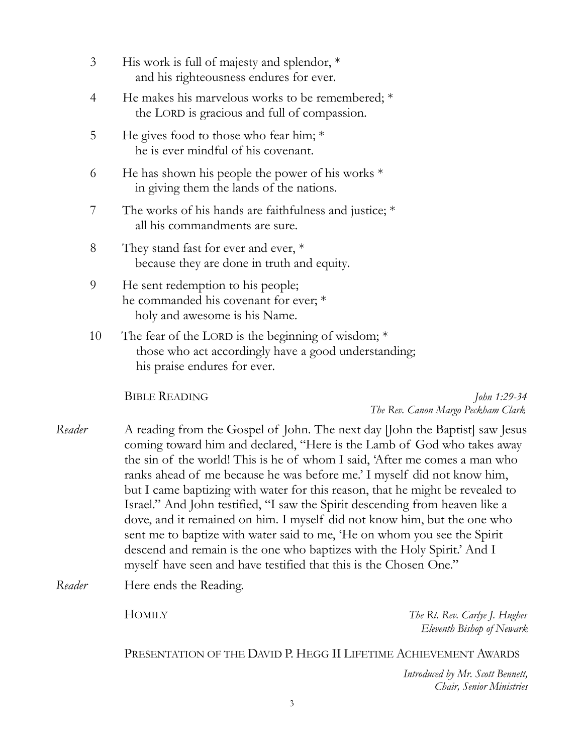3 His work is full of majesty and splendor, *
   and his righteousness endures for ever.

4 He makes his marvelous works to be remembered; *
   the LORD is gracious and full of compassion.

5 He gives food to those who fear him; *
   he is ever mindful of his covenant.

6 He has shown his people the power of his works *
   in giving them the lands of the nations.

7 The works of his hands are faithfulness and justice; *
   all his commandments are sure.

8 They stand fast for ever and ever, *
   because they are done in truth and equity.

9 He sent redemption to his people;
   he commanded his covenant for ever; *
   holy and awesome is his Name.

10 The fear of the LORD is the beginning of wisdom; *
   those who act accordingly have a good understanding;
   his praise endures for ever.

BIBLE READING *John 1:29-34*
*The Rev. Canon Margo Peckham Clark*

*Reader* A reading from the Gospel of John. The next day [John the Baptist] saw Jesus coming toward him and declared, "Here is the Lamb of God who takes away the sin of the world! This is he of whom I said, 'After me comes a man who ranks ahead of me because he was before me.' I myself did not know him, but I came baptizing with water for this reason, that he might be revealed to Israel." And John testified, "I saw the Spirit descending from heaven like a dove, and it remained on him. I myself did not know him, but the one who sent me to baptize with water said to me, 'He on whom you see the Spirit descend and remain is the one who baptizes with the Holy Spirit.' And I myself have seen and have testified that this is the Chosen One."

*Reader* Here ends the Reading.

HOMILY *The Rt. Rev. Carlye J. Hughes*
*Eleventh Bishop of Newark*

PRESENTATION OF THE DAVID P. HEGG II LIFETIME ACHIEVEMENT AWARDS

*Introduced by Mr. Scott Bennett,*
*Chair, Senior Ministries*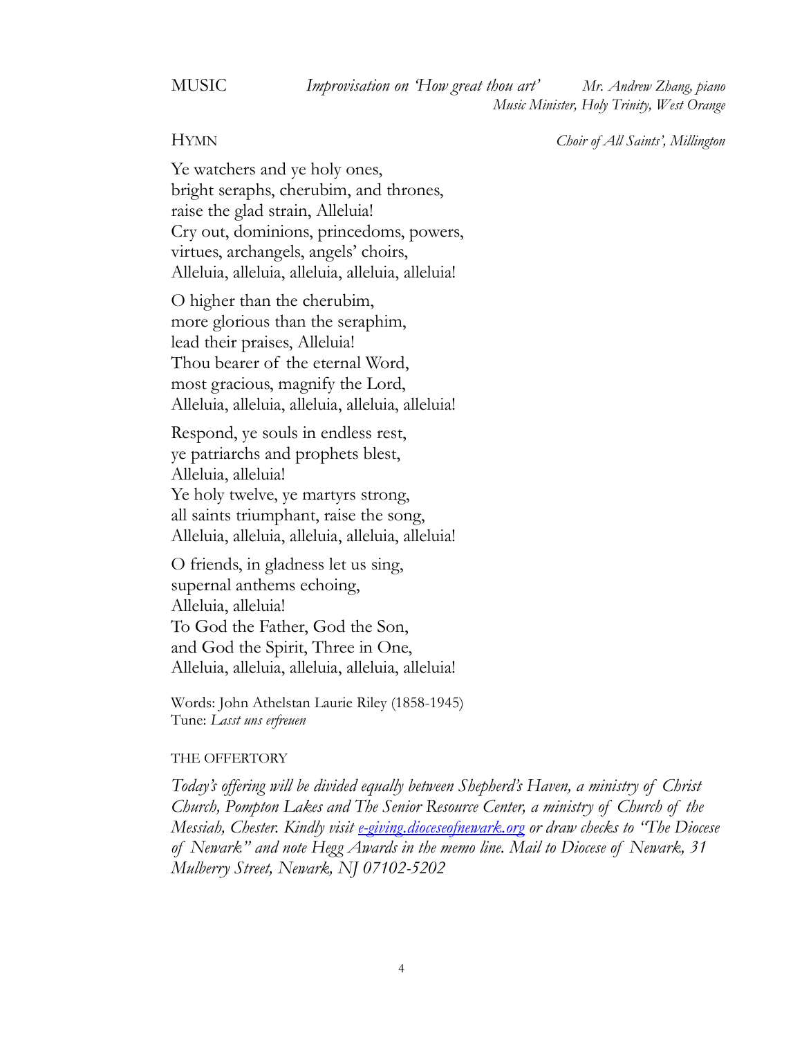MUSIC *Improvisation on 'How great thou art'* *Mr. Andrew Zhang, piano*
*Music Minister, Holy Trinity, West Orange*

HYMN *Choir of All Saints', Millington*

Ye watchers and ye holy ones,
bright seraphs, cherubim, and thrones,
raise the glad strain, Alleluia!
Cry out, dominions, princedoms, powers,
virtues, archangels, angels' choirs,
Alleluia, alleluia, alleluia, alleluia, alleluia!

O higher than the cherubim,
more glorious than the seraphim,
lead their praises, Alleluia!
Thou bearer of the eternal Word,
most gracious, magnify the Lord,
Alleluia, alleluia, alleluia, alleluia, alleluia!

Respond, ye souls in endless rest,
ye patriarchs and prophets blest,
Alleluia, alleluia!
Ye holy twelve, ye martyrs strong,
all saints triumphant, raise the song,
Alleluia, alleluia, alleluia, alleluia, alleluia!

O friends, in gladness let us sing,
supernal anthems echoing,
Alleluia, alleluia!
To God the Father, God the Son,
and God the Spirit, Three in One,
Alleluia, alleluia, alleluia, alleluia, alleluia!

Words: John Athelstan Laurie Riley (1858-1945)
Tune: *Lasst uns erfreuen*

THE OFFERTORY

*Today's offering will be divided equally between Shepherd's Haven, a ministry of Christ Church, Pompton Lakes and The Senior Resource Center, a ministry of Church of the Messiah, Chester. Kindly visit [e-giving.dioceseofnewark.org](e-giving.dioceseofnewark.org) or draw checks to "The Diocese of Newark" and note Hegg Awards in the memo line. Mail to Diocese of Newark, 31 Mulberry Street, Newark, NJ 07102-5202*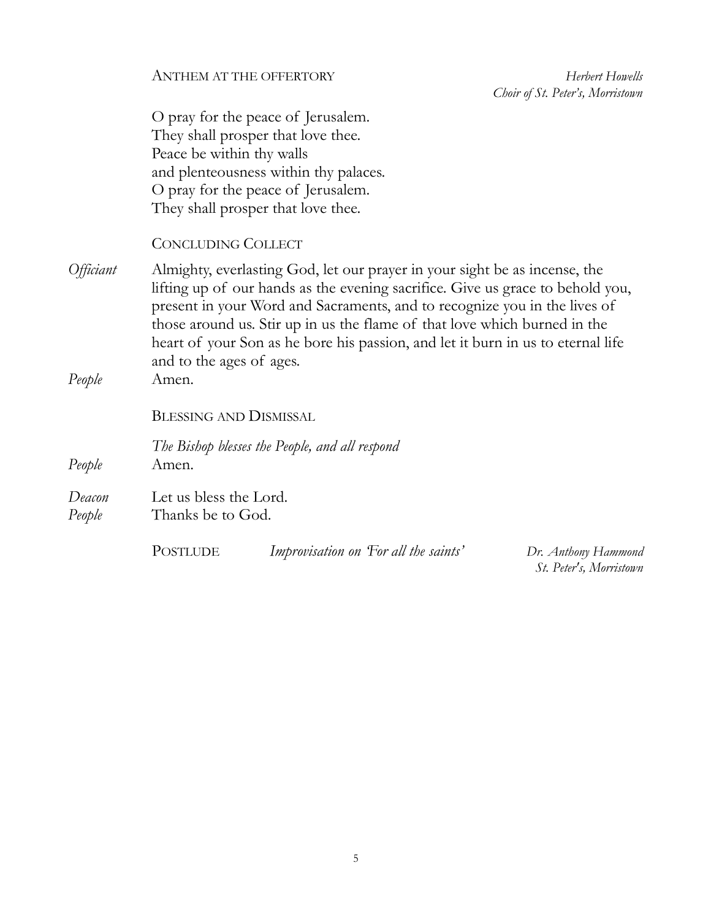### ANTHEM AT THE OFFERTORY

*Herbert Howells*
*Choir of St. Peter's, Morristown*

O pray for the peace of Jerusalem.
They shall prosper that love thee.
Peace be within thy walls
and plenteousness within thy palaces.
O pray for the peace of Jerusalem.
They shall prosper that love thee.

### CONCLUDING COLLECT

*Officiant* Almighty, everlasting God, let our prayer in your sight be as incense, the lifting up of our hands as the evening sacrifice. Give us grace to behold you, present in your Word and Sacraments, and to recognize you in the lives of those around us. Stir up in us the flame of that love which burned in the heart of your Son as he bore his passion, and let it burn in us to eternal life and to the ages of ages.

*People* Amen.

### BLESSING AND DISMISSAL

*The Bishop blesses the People, and all respond*

*People* Amen.

*Deacon* Let us bless the Lord.

*People* Thanks be to God.

### POSTLUDE

*Improvisation on 'For all the saints'*

*Dr. Anthony Hammond*
*St. Peter's, Morristown*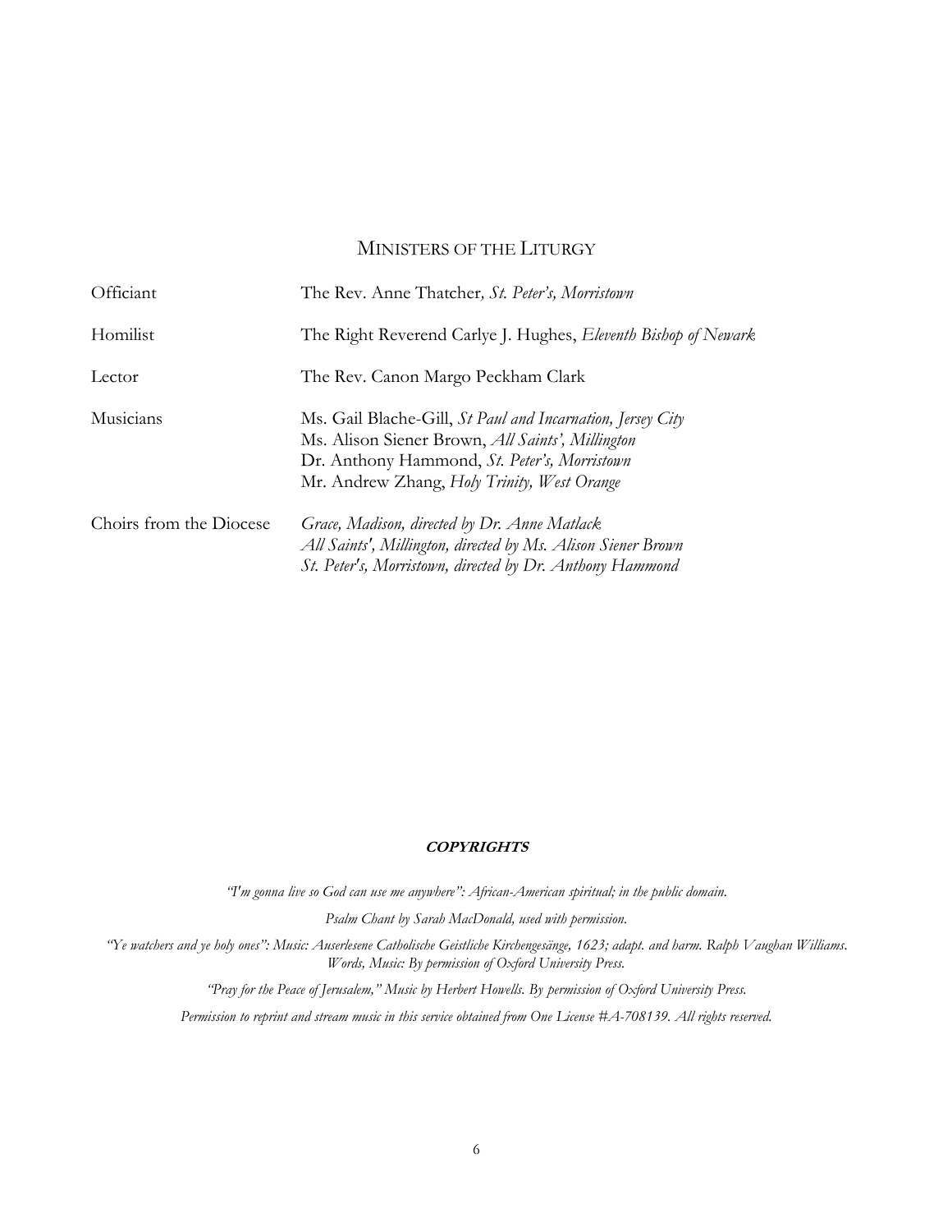## Ministers of the Liturgy

| | |
|---|---|
| Officiant | The Rev. Anne Thatcher, *St. Peter's, Morristown* |
| Homilist | The Right Reverend Carlye J. Hughes, *Eleventh Bishop of Newark* |
| Lector | The Rev. Canon Margo Peckham Clark |
| Musicians | Ms. Gail Blache-Gill, *St Paul and Incarnation, Jersey City*<br>Ms. Alison Siener Brown, *All Saints', Millington*<br>Dr. Anthony Hammond, *St. Peter's, Morristown*<br>Mr. Andrew Zhang, *Holy Trinity, West Orange* |
| Choirs from the Diocese | *Grace, Madison, directed by Dr. Anne Matlack*<br>*All Saints', Millington, directed by Ms. Alison Siener Brown*<br>*St. Peter's, Morristown, directed by Dr. Anthony Hammond* |

**COPYRIGHTS**

*"I'm gonna live so God can use me anywhere": African-American spiritual; in the public domain.*

*Psalm Chant by Sarah MacDonald, used with permission.*

*"Ye watchers and ye holy ones": Music: Auserlesene Catholische Geistliche Kirchengesänge, 1623; adapt. and harm. Ralph Vaughan Williams. Words, Music: By permission of Oxford University Press.*

*"Pray for the Peace of Jerusalem," Music by Herbert Howells. By permission of Oxford University Press.*

*Permission to reprint and stream music in this service obtained from One License #A-708139. All rights reserved.*